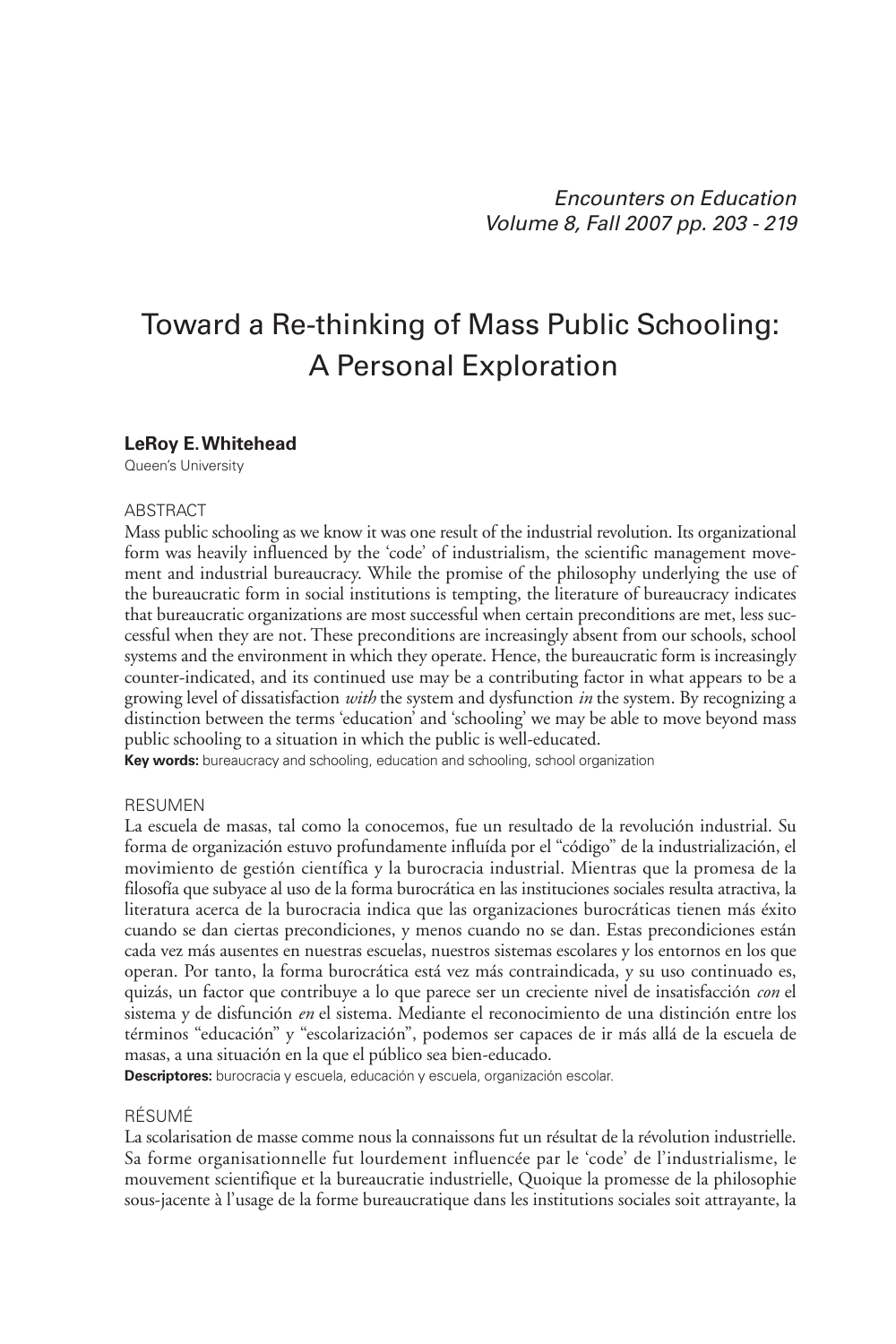# Toward a Re-thinking of Mass Public Schooling: A Personal Exploration

**LeRoy E. Whitehead**
Queen's University

ABSTRACT

Mass public schooling as we know it was one result of the industrial revolution. Its organizational form was heavily influenced by the 'code' of industrialism, the scientific management movement and industrial bureaucracy. While the promise of the philosophy underlying the use of the bureaucratic form in social institutions is tempting, the literature of bureaucracy indicates that bureaucratic organizations are most successful when certain preconditions are met, less successful when they are not. These preconditions are increasingly absent from our schools, school systems and the environment in which they operate. Hence, the bureaucratic form is increasingly counter-indicated, and its continued use may be a contributing factor in what appears to be a growing level of dissatisfaction *with* the system and dysfunction *in* the system. By recognizing a distinction between the terms 'education' and 'schooling' we may be able to move beyond mass public schooling to a situation in which the public is well-educated.

**Key words:** bureaucracy and schooling, education and schooling, school organization

RESUMEN

La escuela de masas, tal como la conocemos, fue un resultado de la revolución industrial. Su forma de organización estuvo profundamente influída por el "código" de la industrialización, el movimiento de gestión científica y la burocracia industrial. Mientras que la promesa de la filosofía que subyace al uso de la forma burocrática en las instituciones sociales resulta atractiva, la literatura acerca de la burocracia indica que las organizaciones burocráticas tienen más éxito cuando se dan ciertas precondiciones, y menos cuando no se dan. Estas precondiciones están cada vez más ausentes en nuestras escuelas, nuestros sistemas escolares y los entornos en los que operan. Por tanto, la forma burocrática está vez más contraindicada, y su uso continuado es, quizás, un factor que contribuye a lo que parece ser un creciente nivel de insatisfacción *con* el sistema y de disfunción *en* el sistema. Mediante el reconocimiento de una distinción entre los términos "educación" y "escolarización", podemos ser capaces de ir más allá de la escuela de masas, a una situación en la que el público sea bien-educado.

**Descriptores:** burocracia y escuela, educación y escuela, organización escolar.

RÉSUMÉ

La scolarisation de masse comme nous la connaissons fut un résultat de la révolution industrielle. Sa forme organisationnelle fut lourdement influencée par le 'code' de l'industrialisme, le mouvement scientifique et la bureaucratie industrielle, Quoique la promesse de la philosophie sous-jacente à l'usage de la forme bureaucratique dans les institutions sociales soit attrayante, la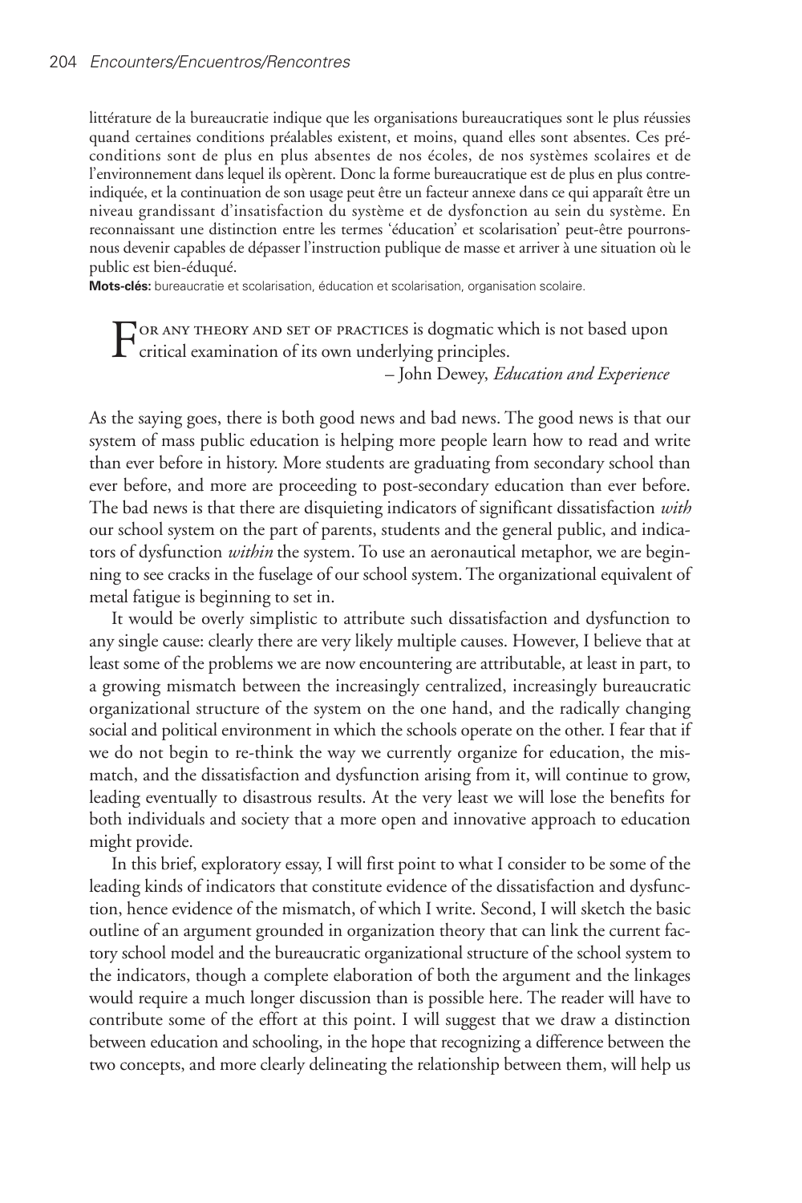littérature de la bureaucratie indique que les organisations bureaucratiques sont le plus réussies quand certaines conditions préalables existent, et moins, quand elles sont absentes. Ces préconditions sont de plus en plus absentes de nos écoles, de nos systèmes scolaires et de l'environnement dans lequel ils opèrent. Donc la forme bureaucratique est de plus en plus contre-indiquée, et la continuation de son usage peut être un facteur annexe dans ce qui apparaît être un niveau grandissant d'insatisfaction du système et de dysfonction au sein du système. En reconnaissant une distinction entre les termes 'éducation' et scolarisation' peut-être pourrons-nous devenir capables de dépasser l'instruction publique de masse et arriver à une situation où le public est bien-éduqué.

**Mots-clés:** bureaucratie et scolarisation, éducation et scolarisation, organisation scolaire.

For any theory and set of practices is dogmatic which is not based upon critical examination of its own underlying principles.

– John Dewey, *Education and Experience*

As the saying goes, there is both good news and bad news. The good news is that our system of mass public education is helping more people learn how to read and write than ever before in history. More students are graduating from secondary school than ever before, and more are proceeding to post-secondary education than ever before. The bad news is that there are disquieting indicators of significant dissatisfaction *with* our school system on the part of parents, students and the general public, and indicators of dysfunction *within* the system. To use an aeronautical metaphor, we are beginning to see cracks in the fuselage of our school system. The organizational equivalent of metal fatigue is beginning to set in.

It would be overly simplistic to attribute such dissatisfaction and dysfunction to any single cause: clearly there are very likely multiple causes. However, I believe that at least some of the problems we are now encountering are attributable, at least in part, to a growing mismatch between the increasingly centralized, increasingly bureaucratic organizational structure of the system on the one hand, and the radically changing social and political environment in which the schools operate on the other. I fear that if we do not begin to re-think the way we currently organize for education, the mismatch, and the dissatisfaction and dysfunction arising from it, will continue to grow, leading eventually to disastrous results. At the very least we will lose the benefits for both individuals and society that a more open and innovative approach to education might provide.

In this brief, exploratory essay, I will first point to what I consider to be some of the leading kinds of indicators that constitute evidence of the dissatisfaction and dysfunction, hence evidence of the mismatch, of which I write. Second, I will sketch the basic outline of an argument grounded in organization theory that can link the current factory school model and the bureaucratic organizational structure of the school system to the indicators, though a complete elaboration of both the argument and the linkages would require a much longer discussion than is possible here. The reader will have to contribute some of the effort at this point. I will suggest that we draw a distinction between education and schooling, in the hope that recognizing a difference between the two concepts, and more clearly delineating the relationship between them, will help us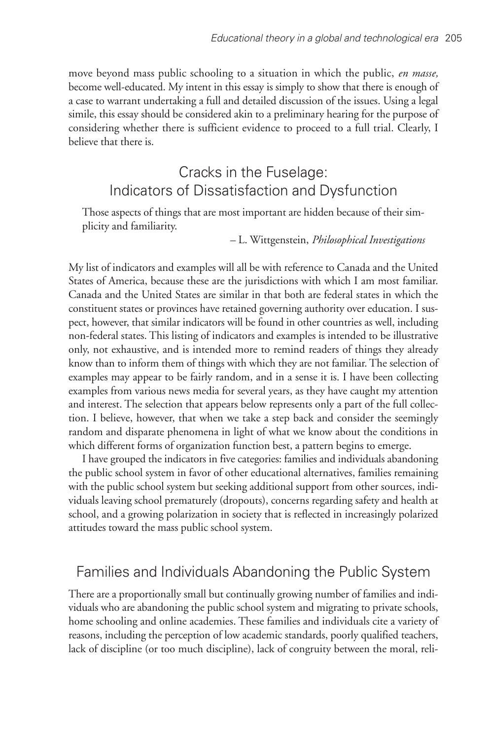move beyond mass public schooling to a situation in which the public, *en masse,* become well-educated. My intent in this essay is simply to show that there is enough of a case to warrant undertaking a full and detailed discussion of the issues. Using a legal simile, this essay should be considered akin to a preliminary hearing for the purpose of considering whether there is sufficient evidence to proceed to a full trial. Clearly, I believe that there is.

## Cracks in the Fuselage: Indicators of Dissatisfaction and Dysfunction

> Those aspects of things that are most important are hidden because of their simplicity and familiarity.
>
> – L. Wittgenstein, *Philosophical Investigations*

My list of indicators and examples will all be with reference to Canada and the United States of America, because these are the jurisdictions with which I am most familiar. Canada and the United States are similar in that both are federal states in which the constituent states or provinces have retained governing authority over education. I suspect, however, that similar indicators will be found in other countries as well, including non-federal states. This listing of indicators and examples is intended to be illustrative only, not exhaustive, and is intended more to remind readers of things they already know than to inform them of things with which they are not familiar. The selection of examples may appear to be fairly random, and in a sense it is. I have been collecting examples from various news media for several years, as they have caught my attention and interest. The selection that appears below represents only a part of the full collection. I believe, however, that when we take a step back and consider the seemingly random and disparate phenomena in light of what we know about the conditions in which different forms of organization function best, a pattern begins to emerge.

I have grouped the indicators in five categories: families and individuals abandoning the public school system in favor of other educational alternatives, families remaining with the public school system but seeking additional support from other sources, individuals leaving school prematurely (dropouts), concerns regarding safety and health at school, and a growing polarization in society that is reflected in increasingly polarized attitudes toward the mass public school system.

## Families and Individuals Abandoning the Public System

There are a proportionally small but continually growing number of families and individuals who are abandoning the public school system and migrating to private schools, home schooling and online academies. These families and individuals cite a variety of reasons, including the perception of low academic standards, poorly qualified teachers, lack of discipline (or too much discipline), lack of congruity between the moral, reli-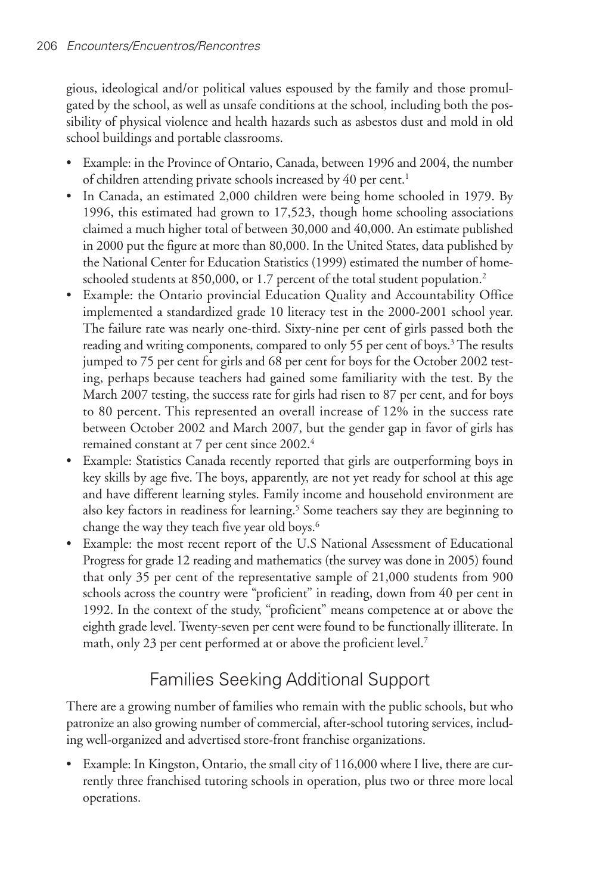gious, ideological and/or political values espoused by the family and those promulgated by the school, as well as unsafe conditions at the school, including both the possibility of physical violence and health hazards such as asbestos dust and mold in old school buildings and portable classrooms.

- Example: in the Province of Ontario, Canada, between 1996 and 2004, the number of children attending private schools increased by 40 per cent.[1]
- In Canada, an estimated 2,000 children were being home schooled in 1979. By 1996, this estimated had grown to 17,523, though home schooling associations claimed a much higher total of between 30,000 and 40,000. An estimate published in 2000 put the figure at more than 80,000. In the United States, data published by the National Center for Education Statistics (1999) estimated the number of homeschooled students at 850,000, or 1.7 percent of the total student population.[2]
- Example: the Ontario provincial Education Quality and Accountability Office implemented a standardized grade 10 literacy test in the 2000-2001 school year. The failure rate was nearly one-third. Sixty-nine per cent of girls passed both the reading and writing components, compared to only 55 per cent of boys.[3] The results jumped to 75 per cent for girls and 68 per cent for boys for the October 2002 testing, perhaps because teachers had gained some familiarity with the test. By the March 2007 testing, the success rate for girls had risen to 87 per cent, and for boys to 80 percent. This represented an overall increase of 12% in the success rate between October 2002 and March 2007, but the gender gap in favor of girls has remained constant at 7 per cent since 2002.[4]
- Example: Statistics Canada recently reported that girls are outperforming boys in key skills by age five. The boys, apparently, are not yet ready for school at this age and have different learning styles. Family income and household environment are also key factors in readiness for learning.[5] Some teachers say they are beginning to change the way they teach five year old boys.[6]
- Example: the most recent report of the U.S National Assessment of Educational Progress for grade 12 reading and mathematics (the survey was done in 2005) found that only 35 per cent of the representative sample of 21,000 students from 900 schools across the country were "proficient" in reading, down from 40 per cent in 1992. In the context of the study, "proficient" means competence at or above the eighth grade level. Twenty-seven per cent were found to be functionally illiterate. In math, only 23 per cent performed at or above the proficient level.[7]

## Families Seeking Additional Support

There are a growing number of families who remain with the public schools, but who patronize an also growing number of commercial, after-school tutoring services, including well-organized and advertised store-front franchise organizations.

- Example: In Kingston, Ontario, the small city of 116,000 where I live, there are currently three franchised tutoring schools in operation, plus two or three more local operations.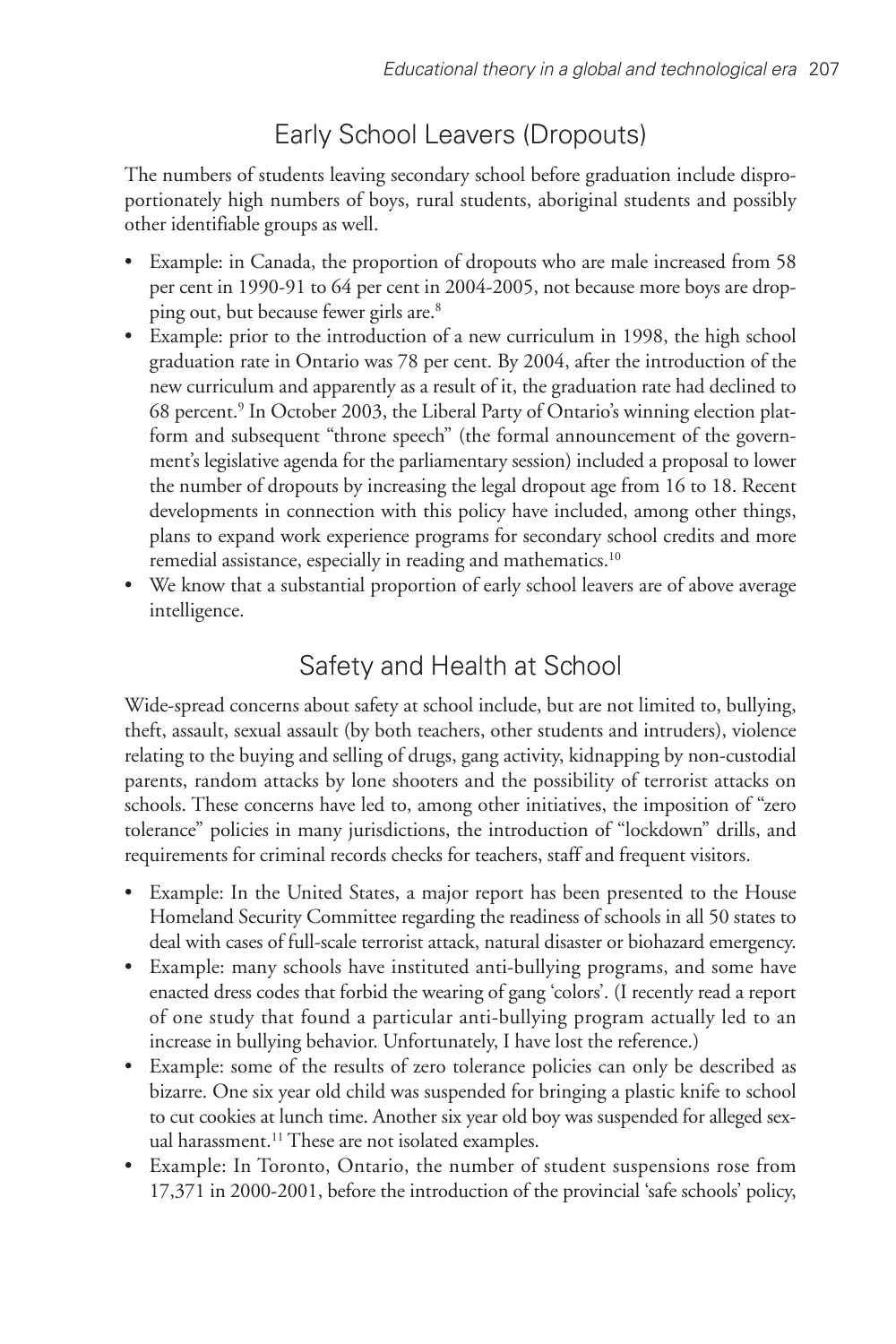## Early School Leavers (Dropouts)

The numbers of students leaving secondary school before graduation include disproportionately high numbers of boys, rural students, aboriginal students and possibly other identifiable groups as well.

- Example: in Canada, the proportion of dropouts who are male increased from 58 per cent in 1990-91 to 64 per cent in 2004-2005, not because more boys are dropping out, but because fewer girls are.[8]
- Example: prior to the introduction of a new curriculum in 1998, the high school graduation rate in Ontario was 78 per cent. By 2004, after the introduction of the new curriculum and apparently as a result of it, the graduation rate had declined to 68 percent.[9] In October 2003, the Liberal Party of Ontario's winning election platform and subsequent "throne speech" (the formal announcement of the government's legislative agenda for the parliamentary session) included a proposal to lower the number of dropouts by increasing the legal dropout age from 16 to 18. Recent developments in connection with this policy have included, among other things, plans to expand work experience programs for secondary school credits and more remedial assistance, especially in reading and mathematics.[10]
- We know that a substantial proportion of early school leavers are of above average intelligence.

## Safety and Health at School

Wide-spread concerns about safety at school include, but are not limited to, bullying, theft, assault, sexual assault (by both teachers, other students and intruders), violence relating to the buying and selling of drugs, gang activity, kidnapping by non-custodial parents, random attacks by lone shooters and the possibility of terrorist attacks on schools. These concerns have led to, among other initiatives, the imposition of "zero tolerance" policies in many jurisdictions, the introduction of "lockdown" drills, and requirements for criminal records checks for teachers, staff and frequent visitors.

- Example: In the United States, a major report has been presented to the House Homeland Security Committee regarding the readiness of schools in all 50 states to deal with cases of full-scale terrorist attack, natural disaster or biohazard emergency.
- Example: many schools have instituted anti-bullying programs, and some have enacted dress codes that forbid the wearing of gang 'colors'. (I recently read a report of one study that found a particular anti-bullying program actually led to an increase in bullying behavior. Unfortunately, I have lost the reference.)
- Example: some of the results of zero tolerance policies can only be described as bizarre. One six year old child was suspended for bringing a plastic knife to school to cut cookies at lunch time. Another six year old boy was suspended for alleged sexual harassment.[11] These are not isolated examples.
- Example: In Toronto, Ontario, the number of student suspensions rose from 17,371 in 2000-2001, before the introduction of the provincial 'safe schools' policy,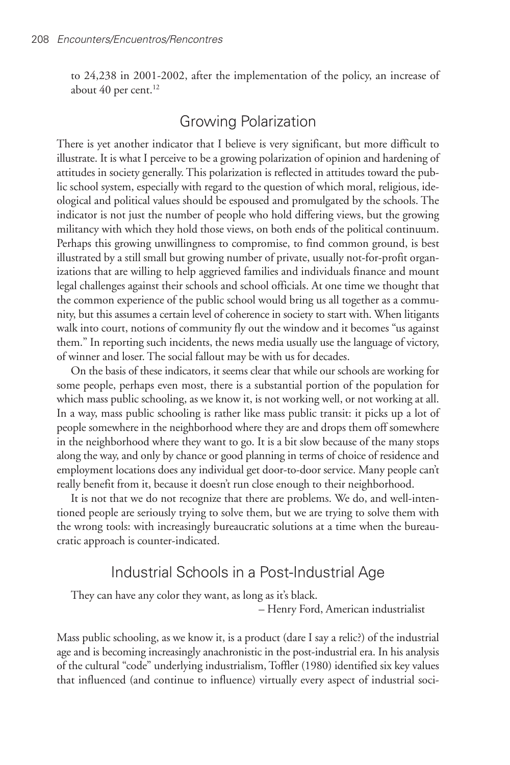to 24,238 in 2001-2002, after the implementation of the policy, an increase of about 40 per cent.[12]

## Growing Polarization

There is yet another indicator that I believe is very significant, but more difficult to illustrate. It is what I perceive to be a growing polarization of opinion and hardening of attitudes in society generally. This polarization is reflected in attitudes toward the public school system, especially with regard to the question of which moral, religious, ideological and political values should be espoused and promulgated by the schools. The indicator is not just the number of people who hold differing views, but the growing militancy with which they hold those views, on both ends of the political continuum. Perhaps this growing unwillingness to compromise, to find common ground, is best illustrated by a still small but growing number of private, usually not-for-profit organizations that are willing to help aggrieved families and individuals finance and mount legal challenges against their schools and school officials. At one time we thought that the common experience of the public school would bring us all together as a community, but this assumes a certain level of coherence in society to start with. When litigants walk into court, notions of community fly out the window and it becomes "us against them." In reporting such incidents, the news media usually use the language of victory, of winner and loser. The social fallout may be with us for decades.

On the basis of these indicators, it seems clear that while our schools are working for some people, perhaps even most, there is a substantial portion of the population for which mass public schooling, as we know it, is not working well, or not working at all. In a way, mass public schooling is rather like mass public transit: it picks up a lot of people somewhere in the neighborhood where they are and drops them off somewhere in the neighborhood where they want to go. It is a bit slow because of the many stops along the way, and only by chance or good planning in terms of choice of residence and employment locations does any individual get door-to-door service. Many people can't really benefit from it, because it doesn't run close enough to their neighborhood.

It is not that we do not recognize that there are problems. We do, and well-intentioned people are seriously trying to solve them, but we are trying to solve them with the wrong tools: with increasingly bureaucratic solutions at a time when the bureaucratic approach is counter-indicated.

## Industrial Schools in a Post-Industrial Age

> They can have any color they want, as long as it's black.
>
> – Henry Ford, American industrialist

Mass public schooling, as we know it, is a product (dare I say a relic?) of the industrial age and is becoming increasingly anachronistic in the post-industrial era. In his analysis of the cultural "code" underlying industrialism, Toffler (1980) identified six key values that influenced (and continue to influence) virtually every aspect of industrial soci-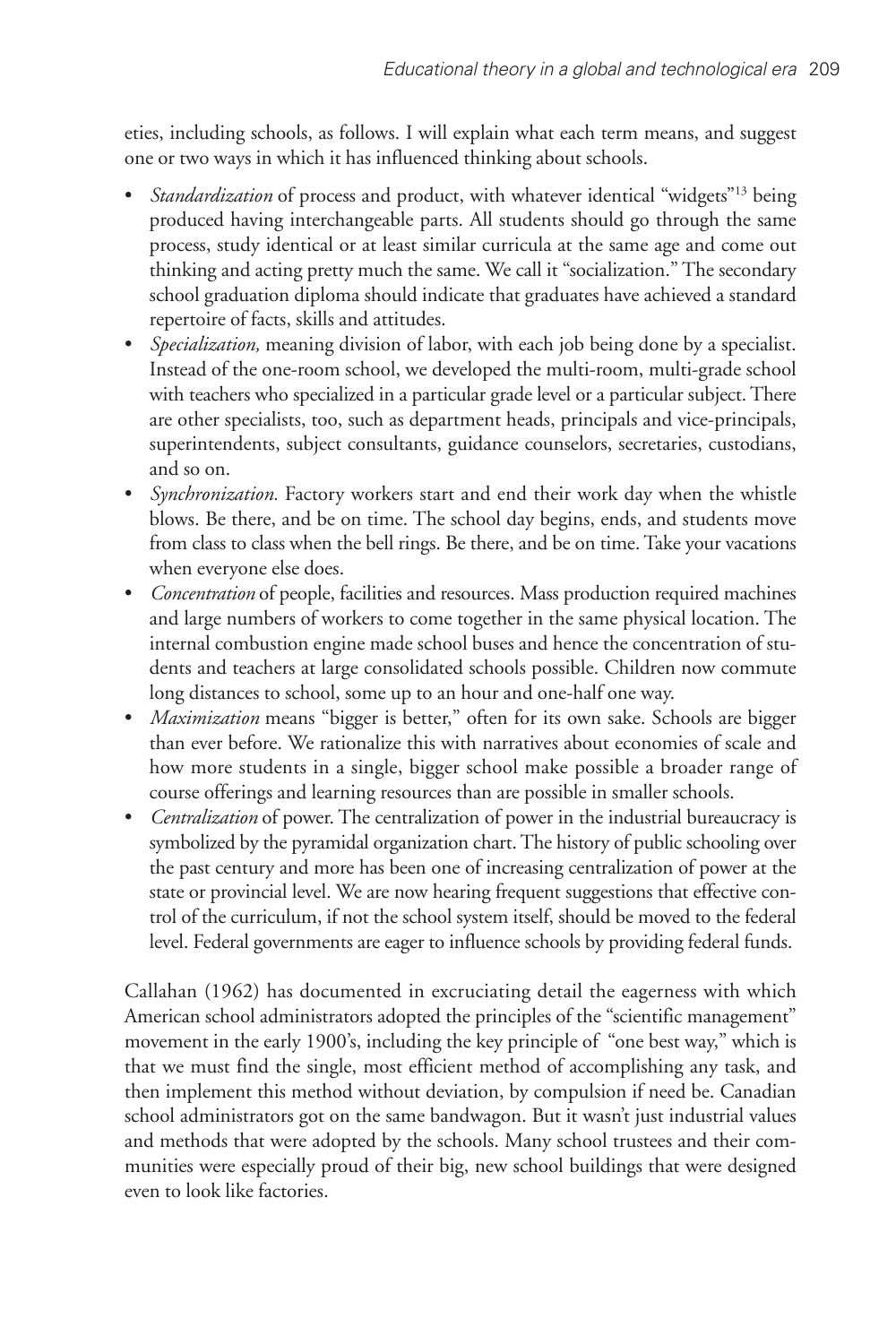eties, including schools, as follows. I will explain what each term means, and suggest one or two ways in which it has influenced thinking about schools.

- *Standardization* of process and product, with whatever identical "widgets"[13] being produced having interchangeable parts. All students should go through the same process, study identical or at least similar curricula at the same age and come out thinking and acting pretty much the same. We call it "socialization." The secondary school graduation diploma should indicate that graduates have achieved a standard repertoire of facts, skills and attitudes.
- *Specialization,* meaning division of labor, with each job being done by a specialist. Instead of the one-room school, we developed the multi-room, multi-grade school with teachers who specialized in a particular grade level or a particular subject. There are other specialists, too, such as department heads, principals and vice-principals, superintendents, subject consultants, guidance counselors, secretaries, custodians, and so on.
- *Synchronization.* Factory workers start and end their work day when the whistle blows. Be there, and be on time. The school day begins, ends, and students move from class to class when the bell rings. Be there, and be on time. Take your vacations when everyone else does.
- *Concentration* of people, facilities and resources. Mass production required machines and large numbers of workers to come together in the same physical location. The internal combustion engine made school buses and hence the concentration of students and teachers at large consolidated schools possible. Children now commute long distances to school, some up to an hour and one-half one way.
- *Maximization* means "bigger is better," often for its own sake. Schools are bigger than ever before. We rationalize this with narratives about economies of scale and how more students in a single, bigger school make possible a broader range of course offerings and learning resources than are possible in smaller schools.
- *Centralization* of power. The centralization of power in the industrial bureaucracy is symbolized by the pyramidal organization chart. The history of public schooling over the past century and more has been one of increasing centralization of power at the state or provincial level. We are now hearing frequent suggestions that effective control of the curriculum, if not the school system itself, should be moved to the federal level. Federal governments are eager to influence schools by providing federal funds.

Callahan (1962) has documented in excruciating detail the eagerness with which American school administrators adopted the principles of the "scientific management" movement in the early 1900's, including the key principle of "one best way," which is that we must find the single, most efficient method of accomplishing any task, and then implement this method without deviation, by compulsion if need be. Canadian school administrators got on the same bandwagon. But it wasn't just industrial values and methods that were adopted by the schools. Many school trustees and their communities were especially proud of their big, new school buildings that were designed even to look like factories.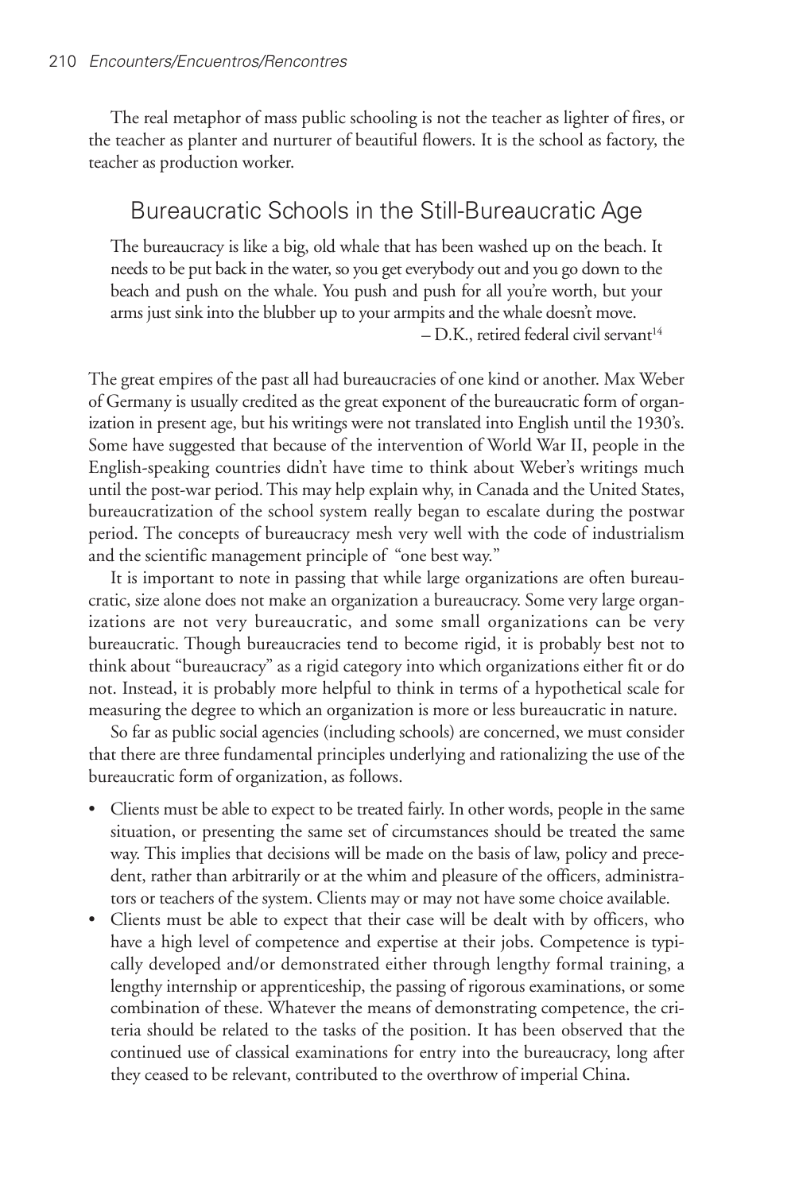The real metaphor of mass public schooling is not the teacher as lighter of fires, or the teacher as planter and nurturer of beautiful flowers. It is the school as factory, the teacher as production worker.

## Bureaucratic Schools in the Still-Bureaucratic Age

> The bureaucracy is like a big, old whale that has been washed up on the beach. It needs to be put back in the water, so you get everybody out and you go down to the beach and push on the whale. You push and push for all you're worth, but your arms just sink into the blubber up to your armpits and the whale doesn't move.
>
> – D.K., retired federal civil servant[14]

The great empires of the past all had bureaucracies of one kind or another. Max Weber of Germany is usually credited as the great exponent of the bureaucratic form of organization in present age, but his writings were not translated into English until the 1930's. Some have suggested that because of the intervention of World War II, people in the English-speaking countries didn't have time to think about Weber's writings much until the post-war period. This may help explain why, in Canada and the United States, bureaucratization of the school system really began to escalate during the postwar period. The concepts of bureaucracy mesh very well with the code of industrialism and the scientific management principle of "one best way."

It is important to note in passing that while large organizations are often bureaucratic, size alone does not make an organization a bureaucracy. Some very large organizations are not very bureaucratic, and some small organizations can be very bureaucratic. Though bureaucracies tend to become rigid, it is probably best not to think about "bureaucracy" as a rigid category into which organizations either fit or do not. Instead, it is probably more helpful to think in terms of a hypothetical scale for measuring the degree to which an organization is more or less bureaucratic in nature.

So far as public social agencies (including schools) are concerned, we must consider that there are three fundamental principles underlying and rationalizing the use of the bureaucratic form of organization, as follows.

- Clients must be able to expect to be treated fairly. In other words, people in the same situation, or presenting the same set of circumstances should be treated the same way. This implies that decisions will be made on the basis of law, policy and precedent, rather than arbitrarily or at the whim and pleasure of the officers, administrators or teachers of the system. Clients may or may not have some choice available.
- Clients must be able to expect that their case will be dealt with by officers, who have a high level of competence and expertise at their jobs. Competence is typically developed and/or demonstrated either through lengthy formal training, a lengthy internship or apprenticeship, the passing of rigorous examinations, or some combination of these. Whatever the means of demonstrating competence, the criteria should be related to the tasks of the position. It has been observed that the continued use of classical examinations for entry into the bureaucracy, long after they ceased to be relevant, contributed to the overthrow of imperial China.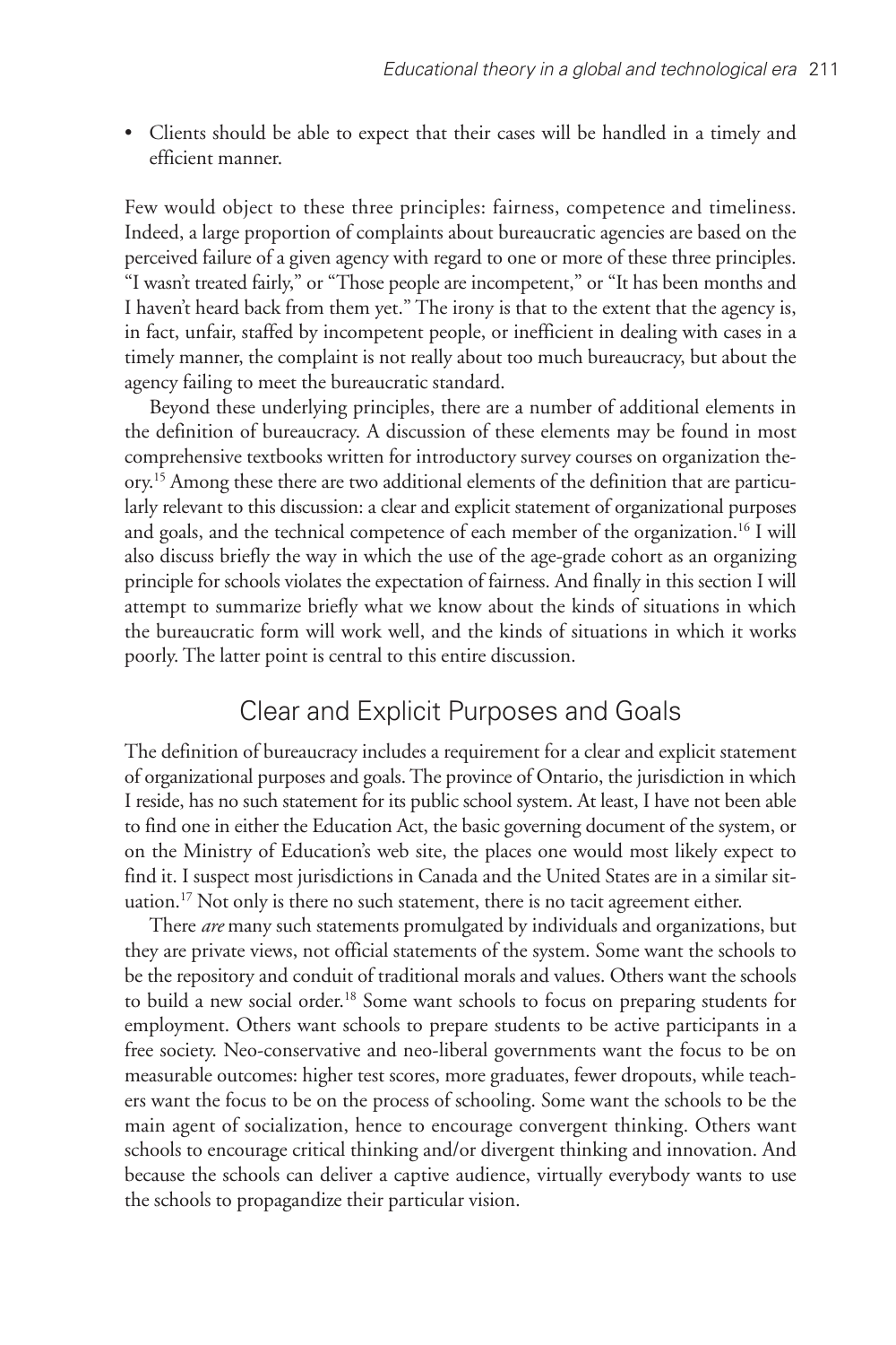- Clients should be able to expect that their cases will be handled in a timely and efficient manner.

Few would object to these three principles: fairness, competence and timeliness. Indeed, a large proportion of complaints about bureaucratic agencies are based on the perceived failure of a given agency with regard to one or more of these three principles. "I wasn't treated fairly," or "Those people are incompetent," or "It has been months and I haven't heard back from them yet." The irony is that to the extent that the agency is, in fact, unfair, staffed by incompetent people, or inefficient in dealing with cases in a timely manner, the complaint is not really about too much bureaucracy, but about the agency failing to meet the bureaucratic standard.

Beyond these underlying principles, there are a number of additional elements in the definition of bureaucracy. A discussion of these elements may be found in most comprehensive textbooks written for introductory survey courses on organization theory.[15] Among these there are two additional elements of the definition that are particularly relevant to this discussion: a clear and explicit statement of organizational purposes and goals, and the technical competence of each member of the organization.[16] I will also discuss briefly the way in which the use of the age-grade cohort as an organizing principle for schools violates the expectation of fairness. And finally in this section I will attempt to summarize briefly what we know about the kinds of situations in which the bureaucratic form will work well, and the kinds of situations in which it works poorly. The latter point is central to this entire discussion.

## Clear and Explicit Purposes and Goals

The definition of bureaucracy includes a requirement for a clear and explicit statement of organizational purposes and goals. The province of Ontario, the jurisdiction in which I reside, has no such statement for its public school system. At least, I have not been able to find one in either the Education Act, the basic governing document of the system, or on the Ministry of Education's web site, the places one would most likely expect to find it. I suspect most jurisdictions in Canada and the United States are in a similar situation.[17] Not only is there no such statement, there is no tacit agreement either.

There *are* many such statements promulgated by individuals and organizations, but they are private views, not official statements of the system. Some want the schools to be the repository and conduit of traditional morals and values. Others want the schools to build a new social order.[18] Some want schools to focus on preparing students for employment. Others want schools to prepare students to be active participants in a free society. Neo-conservative and neo-liberal governments want the focus to be on measurable outcomes: higher test scores, more graduates, fewer dropouts, while teachers want the focus to be on the process of schooling. Some want the schools to be the main agent of socialization, hence to encourage convergent thinking. Others want schools to encourage critical thinking and/or divergent thinking and innovation. And because the schools can deliver a captive audience, virtually everybody wants to use the schools to propagandize their particular vision.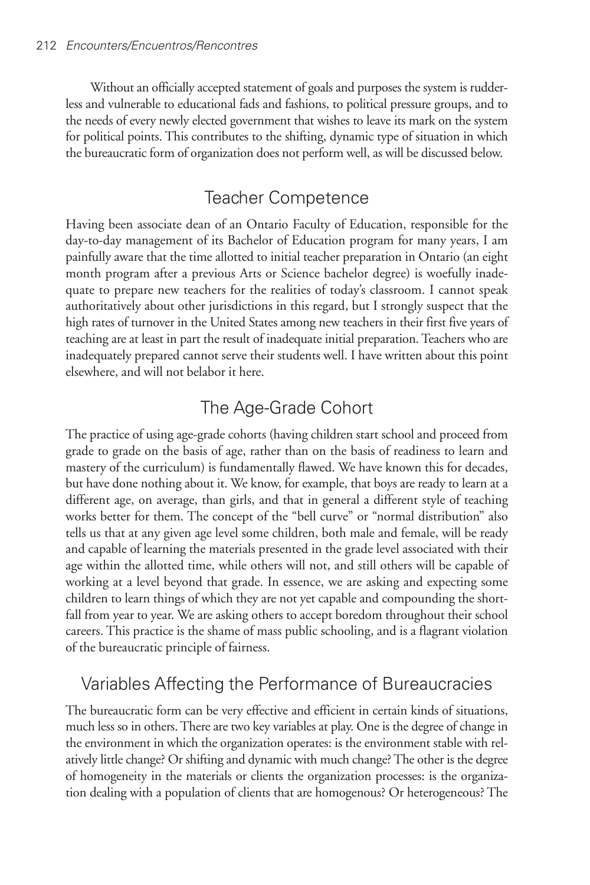Without an officially accepted statement of goals and purposes the system is rudderless and vulnerable to educational fads and fashions, to political pressure groups, and to the needs of every newly elected government that wishes to leave its mark on the system for political points. This contributes to the shifting, dynamic type of situation in which the bureaucratic form of organization does not perform well, as will be discussed below.

## Teacher Competence

Having been associate dean of an Ontario Faculty of Education, responsible for the day-to-day management of its Bachelor of Education program for many years, I am painfully aware that the time allotted to initial teacher preparation in Ontario (an eight month program after a previous Arts or Science bachelor degree) is woefully inadequate to prepare new teachers for the realities of today's classroom. I cannot speak authoritatively about other jurisdictions in this regard, but I strongly suspect that the high rates of turnover in the United States among new teachers in their first five years of teaching are at least in part the result of inadequate initial preparation. Teachers who are inadequately prepared cannot serve their students well. I have written about this point elsewhere, and will not belabor it here.

## The Age-Grade Cohort

The practice of using age-grade cohorts (having children start school and proceed from grade to grade on the basis of age, rather than on the basis of readiness to learn and mastery of the curriculum) is fundamentally flawed. We have known this for decades, but have done nothing about it. We know, for example, that boys are ready to learn at a different age, on average, than girls, and that in general a different style of teaching works better for them. The concept of the "bell curve" or "normal distribution" also tells us that at any given age level some children, both male and female, will be ready and capable of learning the materials presented in the grade level associated with their age within the allotted time, while others will not, and still others will be capable of working at a level beyond that grade. In essence, we are asking and expecting some children to learn things of which they are not yet capable and compounding the shortfall from year to year. We are asking others to accept boredom throughout their school careers. This practice is the shame of mass public schooling, and is a flagrant violation of the bureaucratic principle of fairness.

## Variables Affecting the Performance of Bureaucracies

The bureaucratic form can be very effective and efficient in certain kinds of situations, much less so in others. There are two key variables at play. One is the degree of change in the environment in which the organization operates: is the environment stable with relatively little change? Or shifting and dynamic with much change? The other is the degree of homogeneity in the materials or clients the organization processes: is the organization dealing with a population of clients that are homogenous? Or heterogeneous? The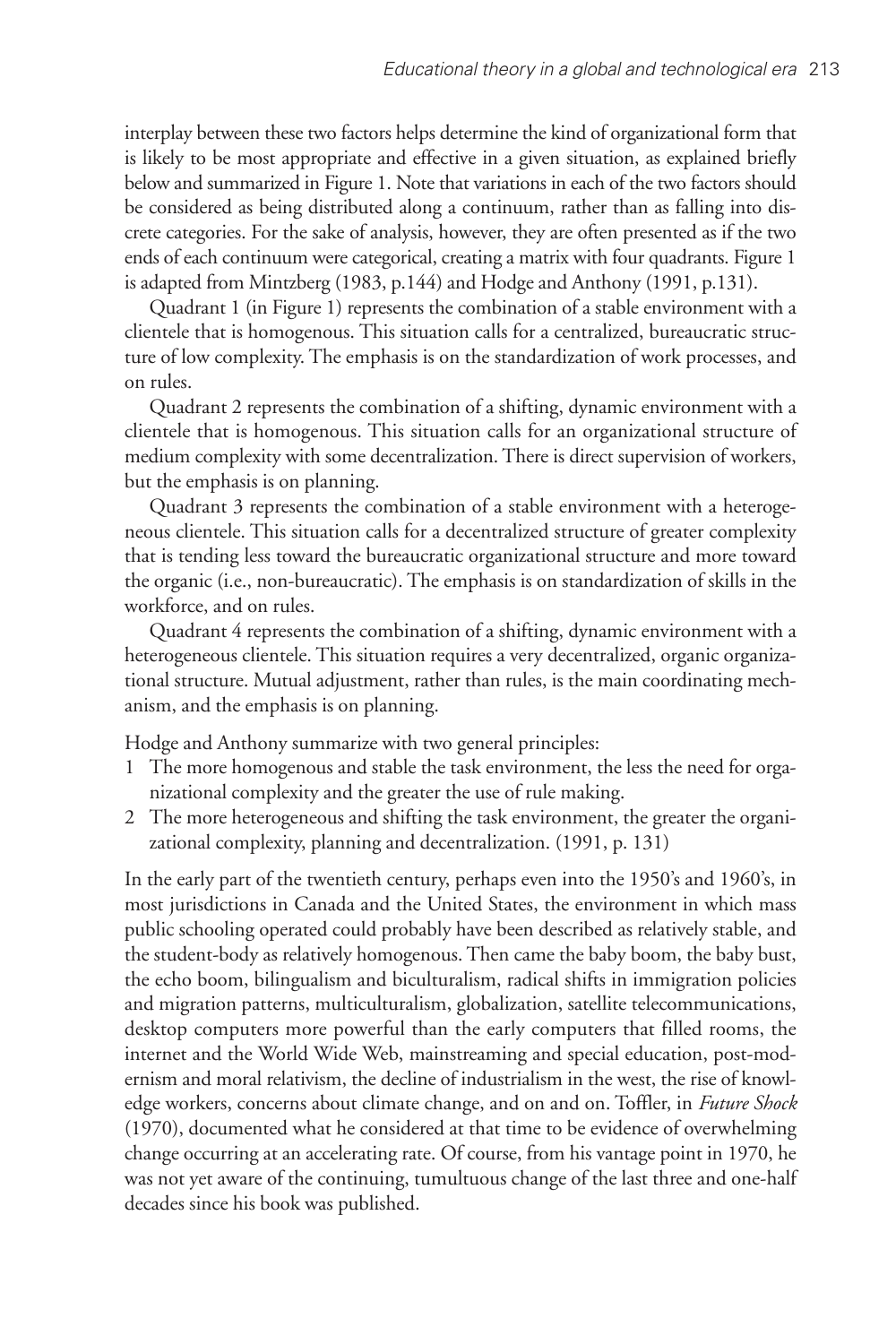interplay between these two factors helps determine the kind of organizational form that is likely to be most appropriate and effective in a given situation, as explained briefly below and summarized in Figure 1. Note that variations in each of the two factors should be considered as being distributed along a continuum, rather than as falling into discrete categories. For the sake of analysis, however, they are often presented as if the two ends of each continuum were categorical, creating a matrix with four quadrants. Figure 1 is adapted from Mintzberg (1983, p.144) and Hodge and Anthony (1991, p.131).

Quadrant 1 (in Figure 1) represents the combination of a stable environment with a clientele that is homogenous. This situation calls for a centralized, bureaucratic structure of low complexity. The emphasis is on the standardization of work processes, and on rules.

Quadrant 2 represents the combination of a shifting, dynamic environment with a clientele that is homogenous. This situation calls for an organizational structure of medium complexity with some decentralization. There is direct supervision of workers, but the emphasis is on planning.

Quadrant 3 represents the combination of a stable environment with a heterogeneous clientele. This situation calls for a decentralized structure of greater complexity that is tending less toward the bureaucratic organizational structure and more toward the organic (i.e., non-bureaucratic). The emphasis is on standardization of skills in the workforce, and on rules.

Quadrant 4 represents the combination of a shifting, dynamic environment with a heterogeneous clientele. This situation requires a very decentralized, organic organizational structure. Mutual adjustment, rather than rules, is the main coordinating mechanism, and the emphasis is on planning.

Hodge and Anthony summarize with two general principles:

1. The more homogenous and stable the task environment, the less the need for organizational complexity and the greater the use of rule making.
2. The more heterogeneous and shifting the task environment, the greater the organizational complexity, planning and decentralization. (1991, p. 131)

In the early part of the twentieth century, perhaps even into the 1950's and 1960's, in most jurisdictions in Canada and the United States, the environment in which mass public schooling operated could probably have been described as relatively stable, and the student-body as relatively homogenous. Then came the baby boom, the baby bust, the echo boom, bilingualism and biculturalism, radical shifts in immigration policies and migration patterns, multiculturalism, globalization, satellite telecommunications, desktop computers more powerful than the early computers that filled rooms, the internet and the World Wide Web, mainstreaming and special education, post-modernism and moral relativism, the decline of industrialism in the west, the rise of knowledge workers, concerns about climate change, and on and on. Toffler, in *Future Shock* (1970), documented what he considered at that time to be evidence of overwhelming change occurring at an accelerating rate. Of course, from his vantage point in 1970, he was not yet aware of the continuing, tumultuous change of the last three and one-half decades since his book was published.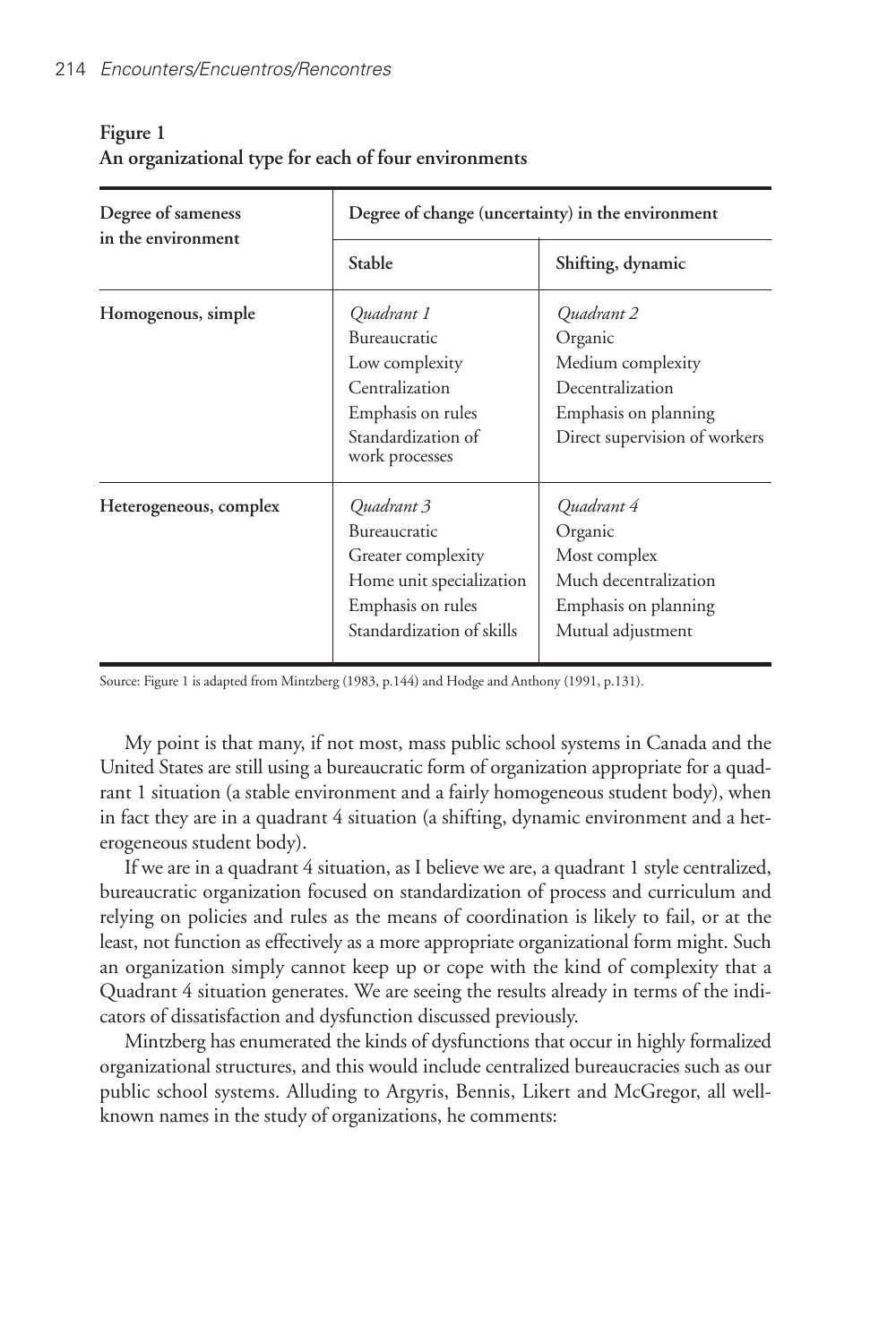**Figure 1**
**An organizational type for each of four environments**

| Degree of sameness in the environment | Degree of change (uncertainty) in the environment | |
|---|---|---|
| | **Stable** | **Shifting, dynamic** |
| **Homogenous, simple** | *Quadrant 1*<br>Bureaucratic<br>Low complexity<br>Centralization<br>Emphasis on rules<br>Standardization of work processes | *Quadrant 2*<br>Organic<br>Medium complexity<br>Decentralization<br>Emphasis on planning<br>Direct supervision of workers |
| **Heterogeneous, complex** | *Quadrant 3*<br>Bureaucratic<br>Greater complexity<br>Home unit specialization<br>Emphasis on rules<br>Standardization of skills | *Quadrant 4*<br>Organic<br>Most complex<br>Much decentralization<br>Emphasis on planning<br>Mutual adjustment |

Source: Figure 1 is adapted from Mintzberg (1983, p.144) and Hodge and Anthony (1991, p.131).

My point is that many, if not most, mass public school systems in Canada and the United States are still using a bureaucratic form of organization appropriate for a quadrant 1 situation (a stable environment and a fairly homogeneous student body), when in fact they are in a quadrant 4 situation (a shifting, dynamic environment and a heterogeneous student body).

If we are in a quadrant 4 situation, as I believe we are, a quadrant 1 style centralized, bureaucratic organization focused on standardization of process and curriculum and relying on policies and rules as the means of coordination is likely to fail, or at the least, not function as effectively as a more appropriate organizational form might. Such an organization simply cannot keep up or cope with the kind of complexity that a Quadrant 4 situation generates. We are seeing the results already in terms of the indicators of dissatisfaction and dysfunction discussed previously.

Mintzberg has enumerated the kinds of dysfunctions that occur in highly formalized organizational structures, and this would include centralized bureaucracies such as our public school systems. Alluding to Argyris, Bennis, Likert and McGregor, all well-known names in the study of organizations, he comments: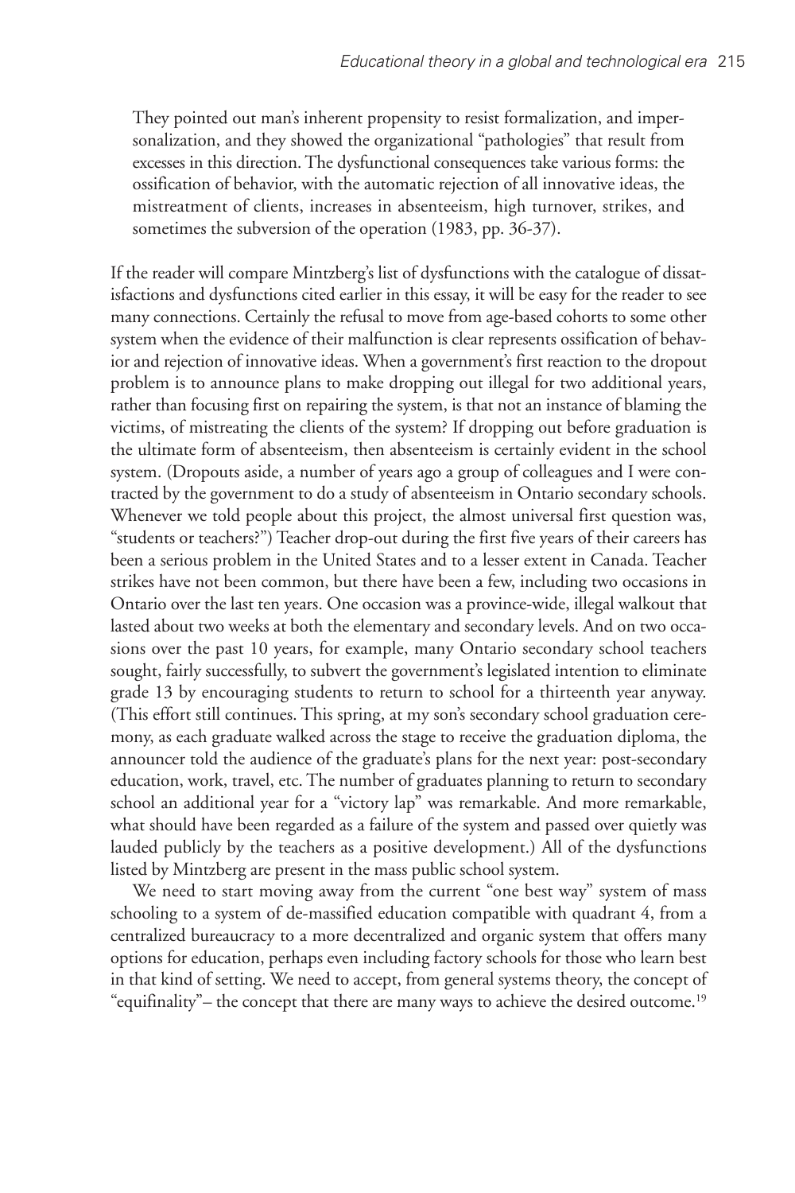> They pointed out man's inherent propensity to resist formalization, and impersonalization, and they showed the organizational "pathologies" that result from excesses in this direction. The dysfunctional consequences take various forms: the ossification of behavior, with the automatic rejection of all innovative ideas, the mistreatment of clients, increases in absenteeism, high turnover, strikes, and sometimes the subversion of the operation (1983, pp. 36-37).

If the reader will compare Mintzberg's list of dysfunctions with the catalogue of dissatisfactions and dysfunctions cited earlier in this essay, it will be easy for the reader to see many connections. Certainly the refusal to move from age-based cohorts to some other system when the evidence of their malfunction is clear represents ossification of behavior and rejection of innovative ideas. When a government's first reaction to the dropout problem is to announce plans to make dropping out illegal for two additional years, rather than focusing first on repairing the system, is that not an instance of blaming the victims, of mistreating the clients of the system? If dropping out before graduation is the ultimate form of absenteeism, then absenteeism is certainly evident in the school system. (Dropouts aside, a number of years ago a group of colleagues and I were contracted by the government to do a study of absenteeism in Ontario secondary schools. Whenever we told people about this project, the almost universal first question was, "students or teachers?") Teacher drop-out during the first five years of their careers has been a serious problem in the United States and to a lesser extent in Canada. Teacher strikes have not been common, but there have been a few, including two occasions in Ontario over the last ten years. One occasion was a province-wide, illegal walkout that lasted about two weeks at both the elementary and secondary levels. And on two occasions over the past 10 years, for example, many Ontario secondary school teachers sought, fairly successfully, to subvert the government's legislated intention to eliminate grade 13 by encouraging students to return to school for a thirteenth year anyway. (This effort still continues. This spring, at my son's secondary school graduation ceremony, as each graduate walked across the stage to receive the graduation diploma, the announcer told the audience of the graduate's plans for the next year: post-secondary education, work, travel, etc. The number of graduates planning to return to secondary school an additional year for a "victory lap" was remarkable. And more remarkable, what should have been regarded as a failure of the system and passed over quietly was lauded publicly by the teachers as a positive development.) All of the dysfunctions listed by Mintzberg are present in the mass public school system.

We need to start moving away from the current "one best way" system of mass schooling to a system of de-massified education compatible with quadrant 4, from a centralized bureaucracy to a more decentralized and organic system that offers many options for education, perhaps even including factory schools for those who learn best in that kind of setting. We need to accept, from general systems theory, the concept of "equifinality"– the concept that there are many ways to achieve the desired outcome.[19]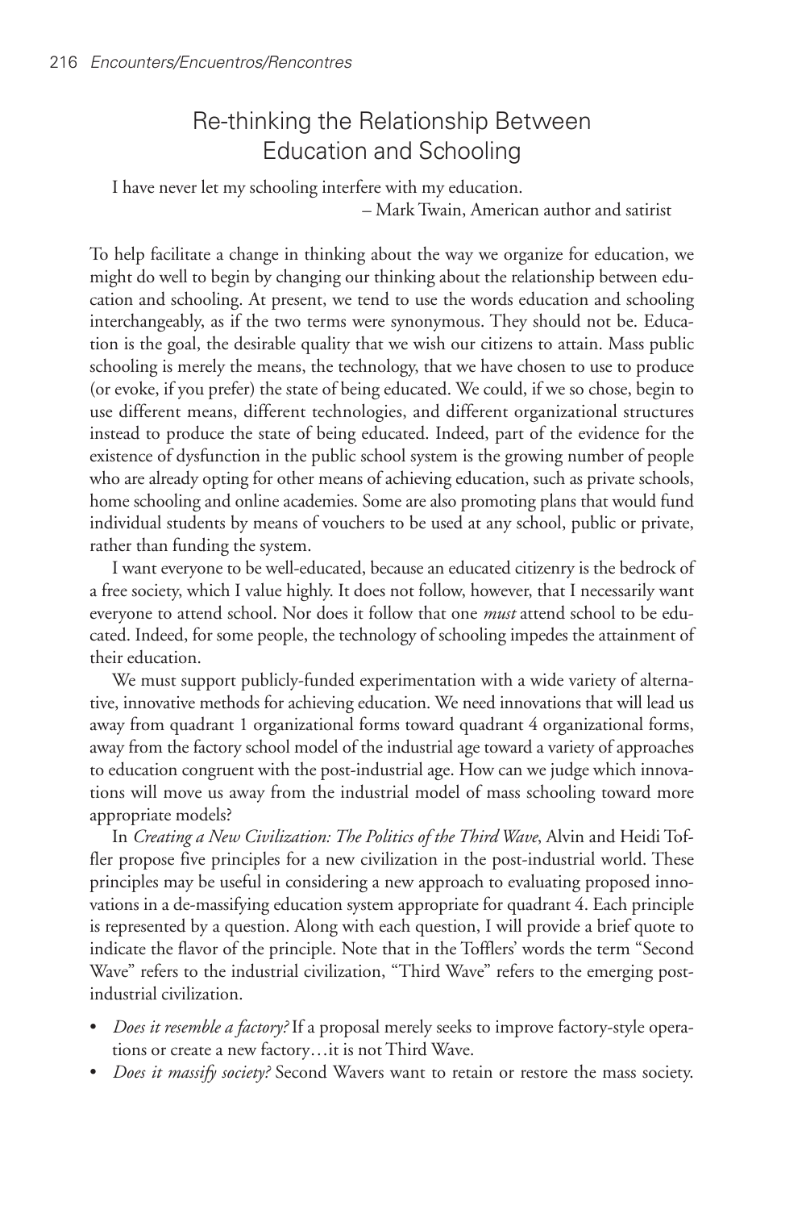## Re-thinking the Relationship Between Education and Schooling

I have never let my schooling interfere with my education.
– Mark Twain, American author and satirist

To help facilitate a change in thinking about the way we organize for education, we might do well to begin by changing our thinking about the relationship between education and schooling. At present, we tend to use the words education and schooling interchangeably, as if the two terms were synonymous. They should not be. Education is the goal, the desirable quality that we wish our citizens to attain. Mass public schooling is merely the means, the technology, that we have chosen to use to produce (or evoke, if you prefer) the state of being educated. We could, if we so chose, begin to use different means, different technologies, and different organizational structures instead to produce the state of being educated. Indeed, part of the evidence for the existence of dysfunction in the public school system is the growing number of people who are already opting for other means of achieving education, such as private schools, home schooling and online academies. Some are also promoting plans that would fund individual students by means of vouchers to be used at any school, public or private, rather than funding the system.

I want everyone to be well-educated, because an educated citizenry is the bedrock of a free society, which I value highly. It does not follow, however, that I necessarily want everyone to attend school. Nor does it follow that one *must* attend school to be educated. Indeed, for some people, the technology of schooling impedes the attainment of their education.

We must support publicly-funded experimentation with a wide variety of alternative, innovative methods for achieving education. We need innovations that will lead us away from quadrant 1 organizational forms toward quadrant 4 organizational forms, away from the factory school model of the industrial age toward a variety of approaches to education congruent with the post-industrial age. How can we judge which innovations will move us away from the industrial model of mass schooling toward more appropriate models?

In *Creating a New Civilization: The Politics of the Third Wave*, Alvin and Heidi Toffler propose five principles for a new civilization in the post-industrial world. These principles may be useful in considering a new approach to evaluating proposed innovations in a de-massifying education system appropriate for quadrant 4. Each principle is represented by a question. Along with each question, I will provide a brief quote to indicate the flavor of the principle. Note that in the Tofflers' words the term "Second Wave" refers to the industrial civilization, "Third Wave" refers to the emerging post-industrial civilization.

- *Does it resemble a factory?* If a proposal merely seeks to improve factory-style operations or create a new factory…it is not Third Wave.
- *Does it massify society?* Second Wavers want to retain or restore the mass society.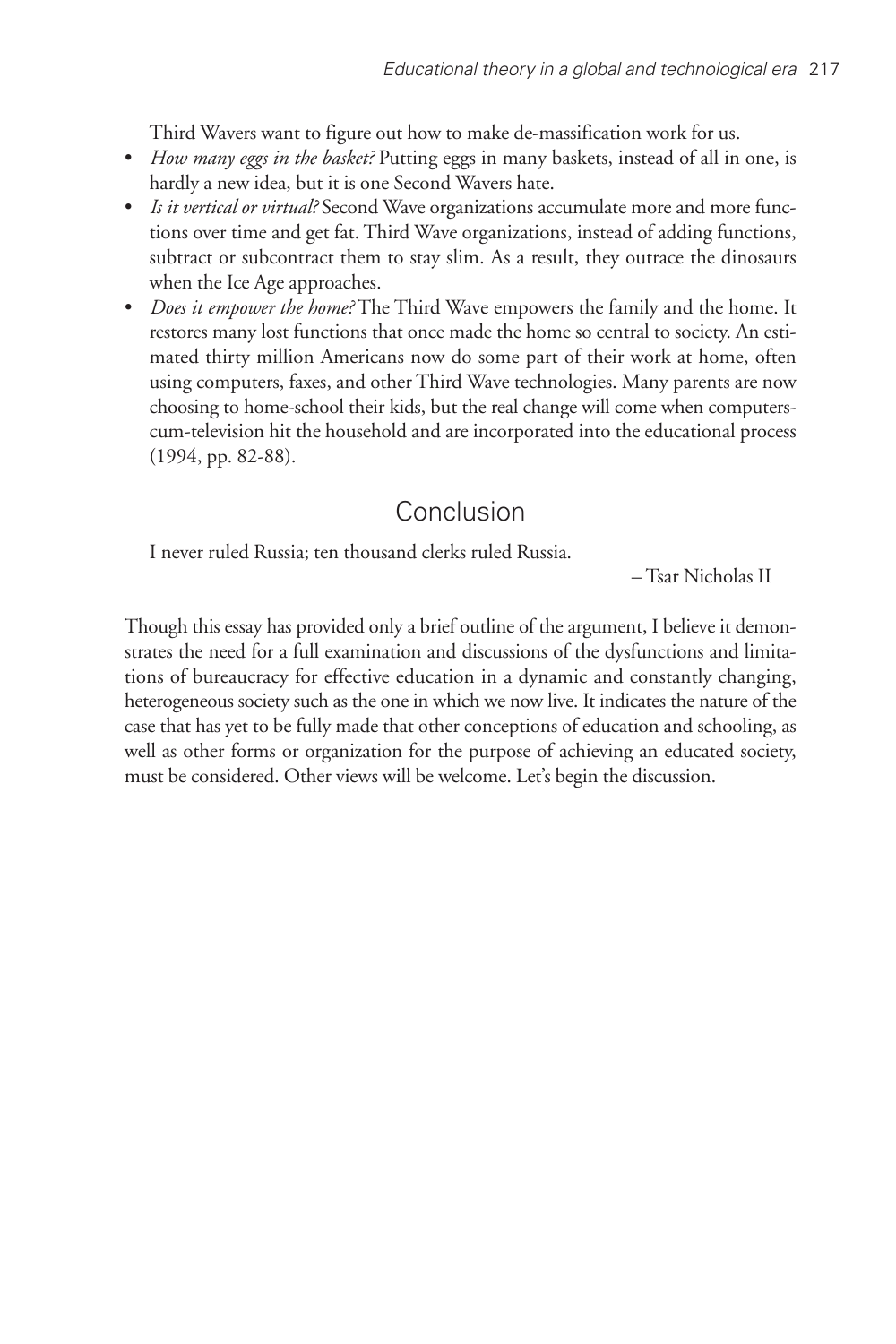Third Wavers want to figure out how to make de-massification work for us.

- *How many eggs in the basket?* Putting eggs in many baskets, instead of all in one, is hardly a new idea, but it is one Second Wavers hate.
- *Is it vertical or virtual?* Second Wave organizations accumulate more and more functions over time and get fat. Third Wave organizations, instead of adding functions, subtract or subcontract them to stay slim. As a result, they outrace the dinosaurs when the Ice Age approaches.
- *Does it empower the home?* The Third Wave empowers the family and the home. It restores many lost functions that once made the home so central to society. An estimated thirty million Americans now do some part of their work at home, often using computers, faxes, and other Third Wave technologies. Many parents are now choosing to home-school their kids, but the real change will come when computers-cum-television hit the household and are incorporated into the educational process (1994, pp. 82-88).

## Conclusion

I never ruled Russia; ten thousand clerks ruled Russia.

– Tsar Nicholas II

Though this essay has provided only a brief outline of the argument, I believe it demonstrates the need for a full examination and discussions of the dysfunctions and limitations of bureaucracy for effective education in a dynamic and constantly changing, heterogeneous society such as the one in which we now live. It indicates the nature of the case that has yet to be fully made that other conceptions of education and schooling, as well as other forms or organization for the purpose of achieving an educated society, must be considered. Other views will be welcome. Let's begin the discussion.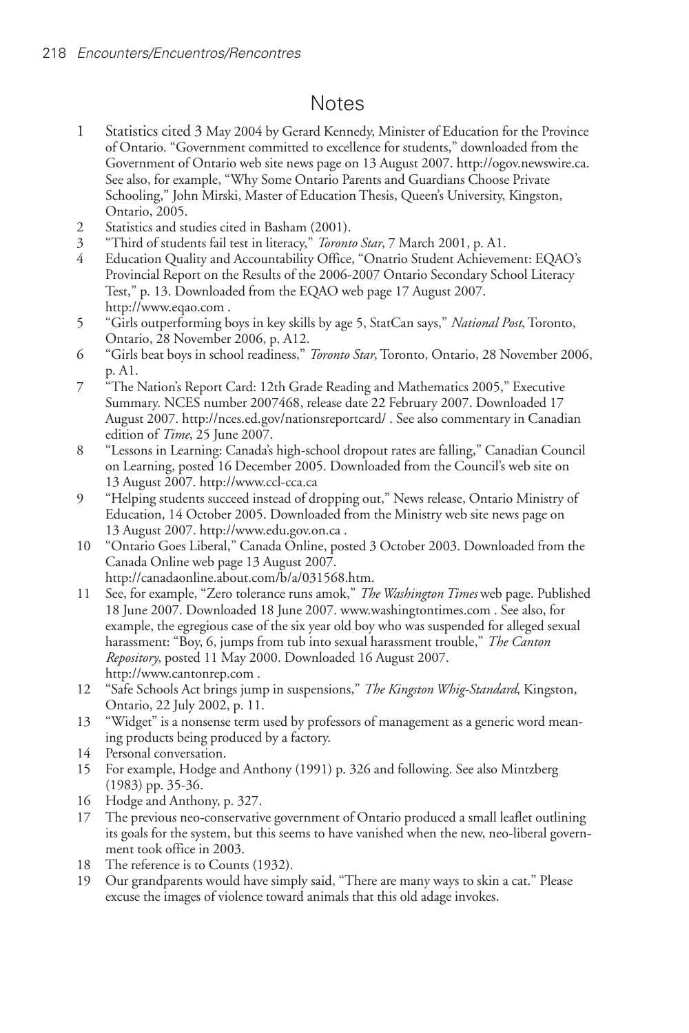# Notes

1. Statistics cited 3 May 2004 by Gerard Kennedy, Minister of Education for the Province of Ontario. "Government committed to excellence for students," downloaded from the Government of Ontario web site news page on 13 August 2007. http://ogov.newswire.ca. See also, for example, "Why Some Ontario Parents and Guardians Choose Private Schooling," John Mirski, Master of Education Thesis, Queen's University, Kingston, Ontario, 2005.
2. Statistics and studies cited in Basham (2001).
3. "Third of students fail test in literacy," *Toronto Star*, 7 March 2001, p. A1.
4. Education Quality and Accountability Office, "Onatrio Student Achievement: EQAO's Provincial Report on the Results of the 2006-2007 Ontario Secondary School Literacy Test," p. 13. Downloaded from the EQAO web page 17 August 2007. http://www.eqao.com .
5. "Girls outperforming boys in key skills by age 5, StatCan says," *National Post*, Toronto, Ontario, 28 November 2006, p. A12.
6. "Girls beat boys in school readiness," *Toronto Star*, Toronto, Ontario, 28 November 2006, p. A1.
7. "The Nation's Report Card: 12th Grade Reading and Mathematics 2005," Executive Summary. NCES number 2007468, release date 22 February 2007. Downloaded 17 August 2007. http://nces.ed.gov/nationsreportcard/ . See also commentary in Canadian edition of *Time*, 25 June 2007.
8. "Lessons in Learning: Canada's high-school dropout rates are falling," Canadian Council on Learning, posted 16 December 2005. Downloaded from the Council's web site on 13 August 2007. http://www.ccl-cca.ca
9. "Helping students succeed instead of dropping out," News release, Ontario Ministry of Education, 14 October 2005. Downloaded from the Ministry web site news page on 13 August 2007. http://www.edu.gov.on.ca .
10. "Ontario Goes Liberal," Canada Online, posted 3 October 2003. Downloaded from the Canada Online web page 13 August 2007. http://canadaonline.about.com/b/a/031568.htm.
11. See, for example, "Zero tolerance runs amok," *The Washington Times* web page. Published 18 June 2007. Downloaded 18 June 2007. www.washingtontimes.com . See also, for example, the egregious case of the six year old boy who was suspended for alleged sexual harassment: "Boy, 6, jumps from tub into sexual harassment trouble," *The Canton Repository*, posted 11 May 2000. Downloaded 16 August 2007. http://www.cantonrep.com .
12. "Safe Schools Act brings jump in suspensions," *The Kingston Whig-Standard*, Kingston, Ontario, 22 July 2002, p. 11.
13. "Widget" is a nonsense term used by professors of management as a generic word meaning products being produced by a factory.
14. Personal conversation.
15. For example, Hodge and Anthony (1991) p. 326 and following. See also Mintzberg (1983) pp. 35-36.
16. Hodge and Anthony, p. 327.
17. The previous neo-conservative government of Ontario produced a small leaflet outlining its goals for the system, but this seems to have vanished when the new, neo-liberal government took office in 2003.
18. The reference is to Counts (1932).
19. Our grandparents would have simply said, "There are many ways to skin a cat." Please excuse the images of violence toward animals that this old adage invokes.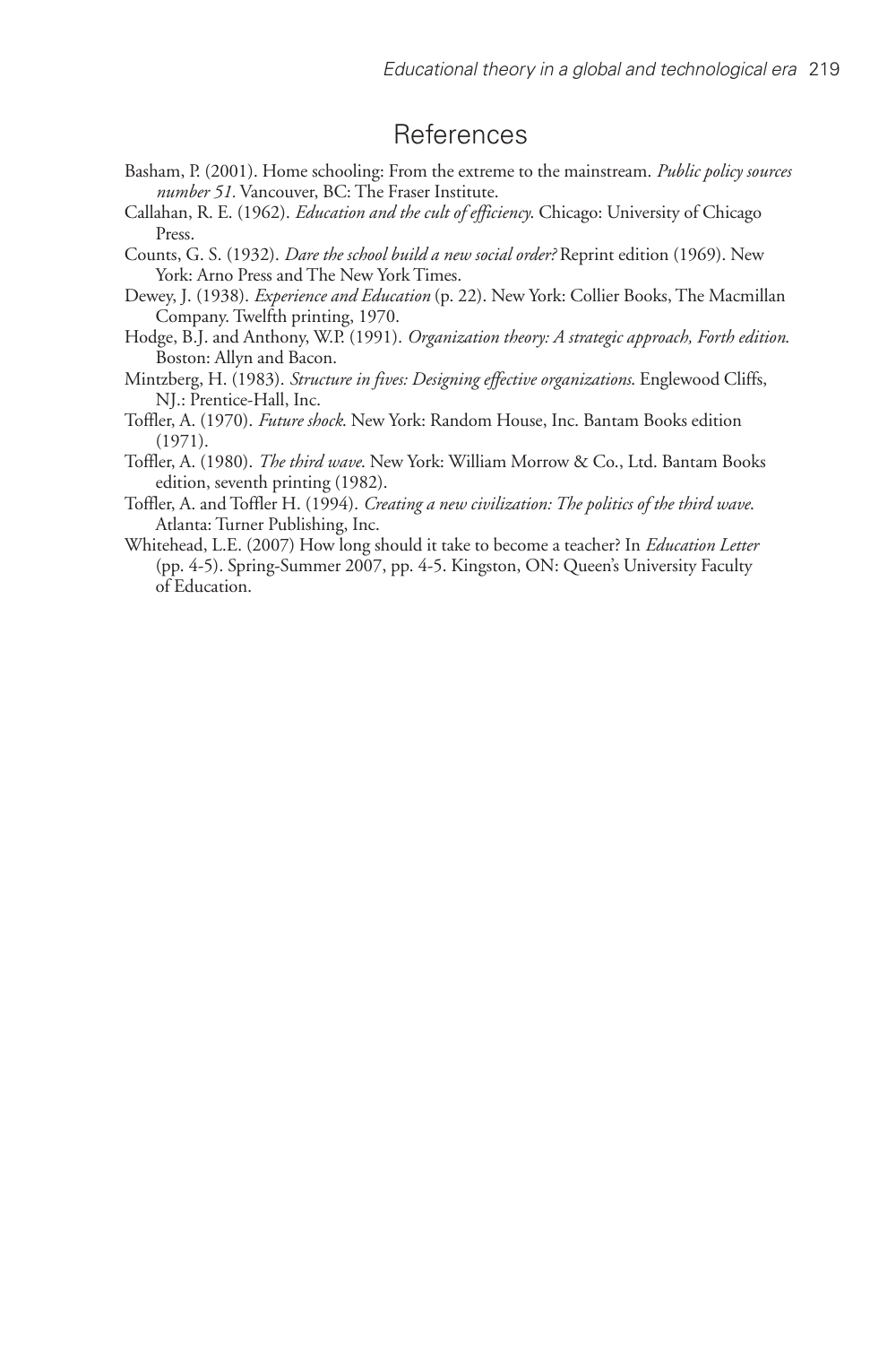## References

Basham, P. (2001). Home schooling: From the extreme to the mainstream. *Public policy sources number 51*. Vancouver, BC: The Fraser Institute.

Callahan, R. E. (1962). *Education and the cult of efficiency*. Chicago: University of Chicago Press.

Counts, G. S. (1932). *Dare the school build a new social order?* Reprint edition (1969). New York: Arno Press and The New York Times.

Dewey, J. (1938). *Experience and Education* (p. 22). New York: Collier Books, The Macmillan Company. Twelfth printing, 1970.

Hodge, B.J. and Anthony, W.P. (1991). *Organization theory: A strategic approach, Forth edition*. Boston: Allyn and Bacon.

Mintzberg, H. (1983). *Structure in fives: Designing effective organizations*. Englewood Cliffs, NJ.: Prentice-Hall, Inc.

Toffler, A. (1970). *Future shock*. New York: Random House, Inc. Bantam Books edition (1971).

Toffler, A. (1980). *The third wave*. New York: William Morrow & Co., Ltd. Bantam Books edition, seventh printing (1982).

Toffler, A. and Toffler H. (1994). *Creating a new civilization: The politics of the third wave*. Atlanta: Turner Publishing, Inc.

Whitehead, L.E. (2007) How long should it take to become a teacher? In *Education Letter* (pp. 4-5). Spring-Summer 2007, pp. 4-5. Kingston, ON: Queen's University Faculty of Education.